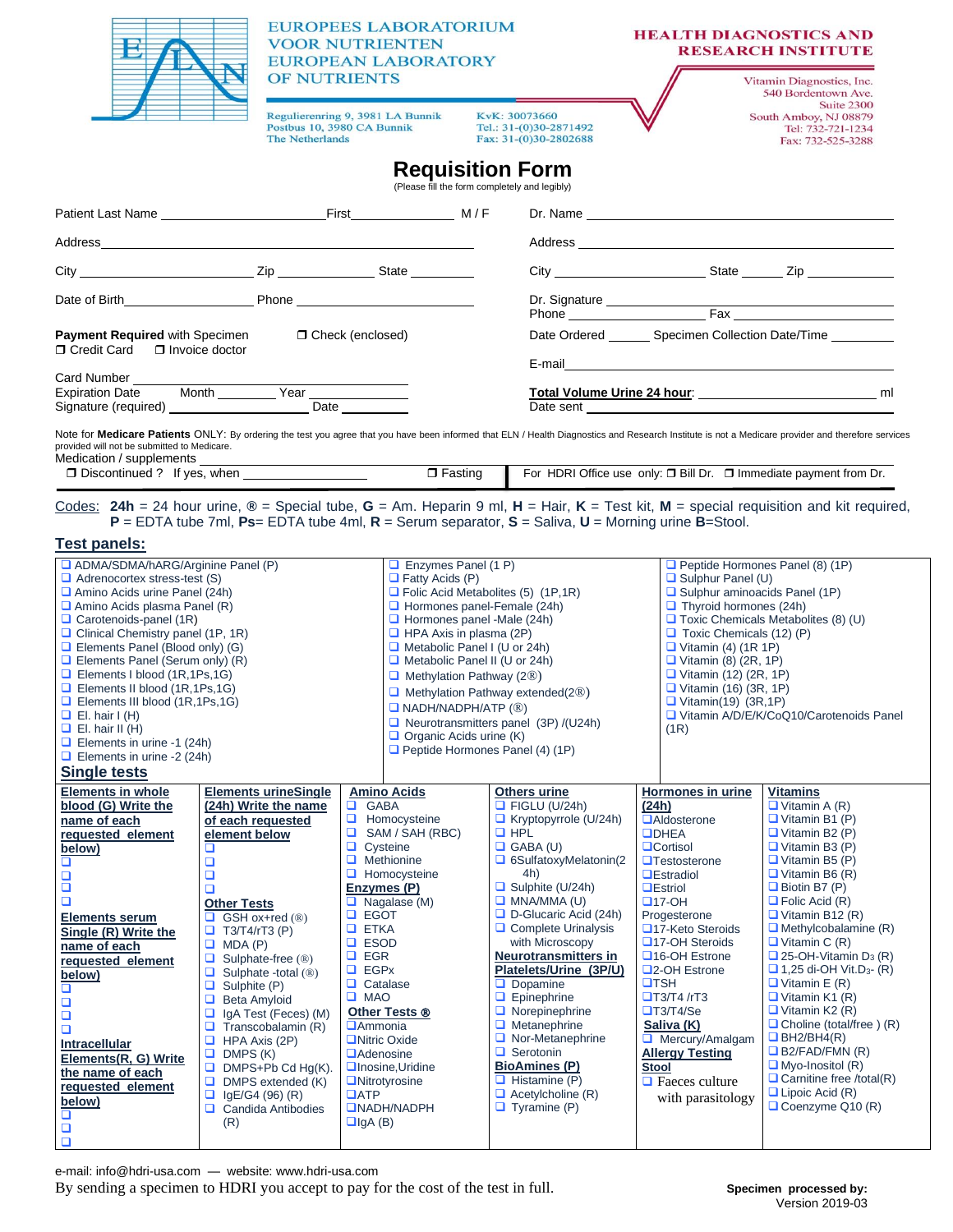EUROPEES LABORATORIUM VOOR NUTRIENTEN
EUROPEAN LABORATORY OF NUTRIENTS

Regulierenring 9, 3981 LA Bunnik
Postbus 10, 3980 CA Bunnik
The Netherlands

KvK: 30073660
Tel.: 31-(0)30-2871492
Fax: 31-(0)30-2802688

HEALTH DIAGNOSTICS AND RESEARCH INSTITUTE

Vitamin Diagnostics, Inc.
540 Bordentown Ave.
Suite 2300
South Amboy, NJ 08879
Tel: 732-721-1234
Fax: 732-525-3288

# Requisition Form

(Please fill the form completely and legibly)

Patient Last Name ____________________ First ____________ M / F

Address ________________________________________

City ______________ Zip __________ State __________

Date of Birth ______________ Phone ________________

**Payment Required** with Specimen ❐ Check (enclosed)
❐ Credit Card ❐ Invoice doctor

Card Number ________________________
Expiration Date Month ________ Year __________
Signature (required) __________________ Date ________

Dr. Name ________________________________________

Address ________________________________________

City ______________ State ______ Zip __________

Dr. Signature ____________________________
Phone ______________ Fax ______________

Date Ordered ______ Specimen Collection Date/Time ________

E-mail ________________________________________

**Total Volume Urine 24 hour**: ____________________ ml
Date sent ________________________________

Note for **Medicare Patients** ONLY: By ordering the test you agree that you have been informed that ELN / Health Diagnostics and Research Institute is not a Medicare provider and therefore services provided will not be submitted to Medicare.

Medication / supplements ________________________________
❐ Discontinued ? If yes, when ______________ ❐ Fasting

For HDRI Office use only: ❐ Bill Dr. ❐ Immediate payment from Dr.

Codes: **24h** = 24 hour urine, **®** = Special tube, **G** = Am. Heparin 9 ml, **H** = Hair, **K** = Test kit, **M** = special requisition and kit required, **P** = EDTA tube 7ml, **Ps**= EDTA tube 4ml, **R** = Serum separator, **S** = Saliva, **U** = Morning urine **B**=Stool.

## Test panels:

- ❑ ADMA/SDMA/hARG/Arginine Panel (P)
- ❑ Adrenocortex stress-test (S)
- ❑ Amino Acids urine Panel (24h)
- ❑ Amino Acids plasma Panel (R)
- ❑ Carotenoids-panel (1R)
- ❑ Clinical Chemistry panel (1P, 1R)
- ❑ Elements Panel (Blood only) (G)
- ❑ Elements Panel (Serum only) (R)
- ❑ Elements I blood (1R,1Ps,1G)
- ❑ Elements II blood (1R,1Ps,1G)
- ❑ Elements III blood (1R,1Ps,1G)
- ❑ El. hair I (H)
- ❑ El. hair II (H)
- ❑ Elements in urine -1 (24h)
- ❑ Elements in urine -2 (24h)
- ❑ Enzymes Panel (1 P)
- ❑ Fatty Acids (P)
- ❑ Folic Acid Metabolites (5) (1P,1R)
- ❑ Hormones panel-Female (24h)
- ❑ Hormones panel -Male (24h)
- ❑ HPA Axis in plasma (2P)
- ❑ Metabolic Panel I (U or 24h)
- ❑ Metabolic Panel II (U or 24h)
- ❑ Methylation Pathway (2®)
- ❑ Methylation Pathway extended(2®)
- ❑ NADH/NADPH/ATP (®)
- ❑ Neurotransmitters panel (3P) /(U24h)
- ❑ Organic Acids urine (K)
- ❑ Peptide Hormones Panel (4) (1P)
- ❑ Peptide Hormones Panel (8) (1P)
- ❑ Sulphur Panel (U)
- ❑ Sulphur aminoacids Panel (1P)
- ❑ Thyroid hormones (24h)
- ❑ Toxic Chemicals Metabolites (8) (U)
- ❑ Toxic Chemicals (12) (P)
- ❑ Vitamin (4) (1R 1P)
- ❑ Vitamin (8) (2R, 1P)
- ❑ Vitamin (12) (2R, 1P)
- ❑ Vitamin (16) (3R, 1P)
- ❑ Vitamin(19) (3R,1P)
- ❑ Vitamin A/D/E/K/CoQ10/Carotenoids Panel (1R)

## Single tests

**Elements in whole blood (24h) Write the name of each requested element below)**
- ❑
- ❑
- ❑
- ❑
- ❑

**Elements serum Single (R) Write the name of each requested element below)**
- ❑
- ❑
- ❑
- ❑

**Intracellular Elements(R, G) Write the name of each requested element below)**
- ❑
- ❑
- ❑

**Elements urineSingle (24h) Write the name of each requested element below**
- ❑
- ❑
- ❑
- ❑

**Other Tests**
- ❑ GSH ox+red (®)
- ❑ T3/T4/rT3 (P)
- ❑ MDA (P)
- ❑ Sulphate-free (®)
- ❑ Sulphate -total (®)
- ❑ Sulphite (P)
- ❑ Beta Amyloid
- ❑ IgA Test (Feces) (M)
- ❑ Transcobalamin (R)
- ❑ HPA Axis (2P)
- ❑ DMPS (K)
- ❑ DMPS+Pb Cd Hg(K).
- ❑ DMPS extended (K)
- ❑ IgE/G4 (96) (R)
- ❑ Candida Antibodies (R)

**Amino Acids**
- ❑ GABA
- ❑ Homocysteine
- ❑ SAM / SAH (RBC)
- ❑ Cysteine
- ❑ Methionine
- ❑ Homocysteine

**Enzymes (P)**
- ❑ Nagalase (M)
- ❑ EGOT
- ❑ ETKA
- ❑ ESOD
- ❑ EGR
- ❑ EGPx
- ❑ Catalase
- ❑ MAO

**Other Tests ®**
- ❑ Ammonia
- ❑ Nitric Oxide
- ❑ Adenosine
- ❑ Inosine,Uridine
- ❑ Nitrotyrosine
- ❑ ATP
- ❑ NADH/NADPH
- ❑ IgA (B)

**Others urine**
- ❑ FIGLU (U/24h)
- ❑ Kryptopyrrole (U/24h)
- ❑ HPL
- ❑ GABA (U)
- ❑ 6SulfatoxyMelatonin(24h)
- ❑ Sulphite (U/24h)
- ❑ MNA/MMA (U)
- ❑ D-Glucaric Acid (24h)
- ❑ Complete Urinalysis with Microscopy

**Neurotransmitters in Platelets/Urine (3P/U)**
- ❑ Dopamine
- ❑ Epinephrine
- ❑ Norepinephrine
- ❑ Metanephrine
- ❑ Nor-Metanephrine
- ❑ Serotonin

**BioAmines (P)**
- ❑ Histamine (P)
- ❑ Acetylcholine (R)
- ❑ Tyramine (P)

**Hormones in urine (24h)**
- ❑ Aldosterone
- ❑ DHEA
- ❑ Cortisol
- ❑ Testosterone
- ❑ Estradiol
- ❑ Estriol
- ❑ 17-OH Progesterone
- ❑ 17-Keto Steroids
- ❑ 17-OH Steroids
- ❑ 16-OH Estrone
- ❑ 2-OH Estrone
- ❑ TSH
- ❑ T3/T4 /rT3
- ❑ T3/T4/Se

**Saliva (K)**
- ❑ Mercury/Amalgam

**Allergy Testing**

**Stool**
- ❑ Faeces culture with parasitology

**Vitamins**
- ❑ Vitamin A (R)
- ❑ Vitamin B1 (P)
- ❑ Vitamin B2 (P)
- ❑ Vitamin B3 (P)
- ❑ Vitamin B5 (P)
- ❑ Vitamin B6 (R)
- ❑ Biotin B7 (P)
- ❑ Folic Acid (R)
- ❑ Vitamin B12 (R)
- ❑ Methylcobalamine (R)
- ❑ Vitamin C (R)
- ❑ 25-OH-Vitamin $D_3$ (R)
- ❑ 1,25 di-OH Vit.$D_3$- (R)
- ❑ Vitamin E (R)
- ❑ Vitamin K1 (R)
- ❑ Vitamin K2 (R)
- ❑ Choline (total/free ) (R)
- ❑ BH2/BH4(R)
- ❑ B2/FAD/FMN (R)
- ❑ Myo-Inositol (R)
- ❑ Carnitine free /total(R)
- ❑ Lipoic Acid (R)
- ❑ Coenzyme Q10 (R)

e-mail: info@hdri-usa.com — website: www.hdri-usa.com

By sending a specimen to HDRI you accept to pay for the cost of the test in full.

**Specimen processed by:**

Version 2019-03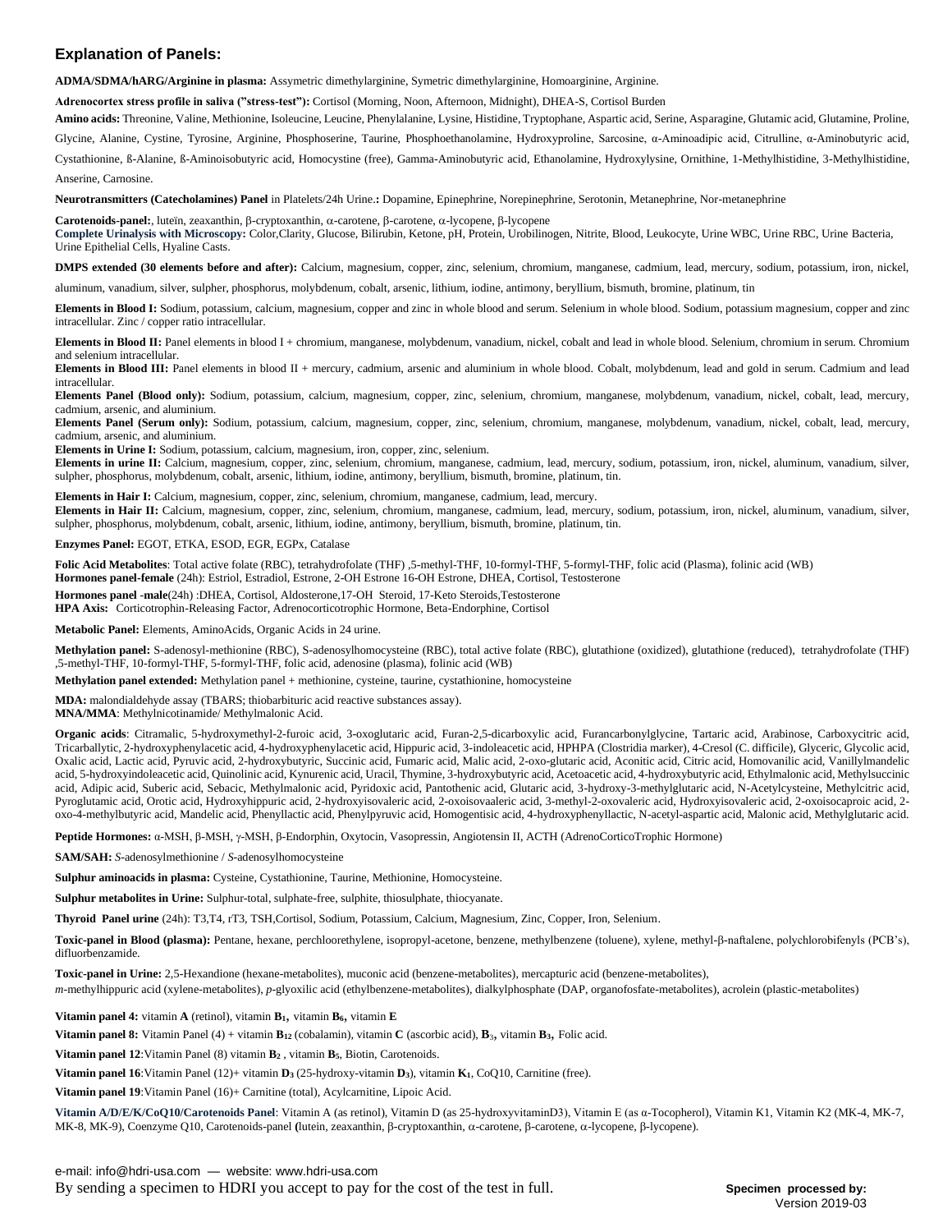## Explanation of Panels:

**ADMA/SDMA/hARG/Arginine in plasma:** Assymetric dimethylarginine, Symetric dimethylarginine, Homoarginine, Arginine.

**Adrenocortex stress profile in saliva ("stress-test"):** Cortisol (Morning, Noon, Afternoon, Midnight), DHEA-S, Cortisol Burden

**Amino acids:** Threonine, Valine, Methionine, Isoleucine, Leucine, Phenylalanine, Lysine, Histidine, Tryptophane, Aspartic acid, Serine, Asparagine, Glutamic acid, Glutamine, Proline, Glycine, Alanine, Cystine, Tyrosine, Arginine, Phosphoserine, Taurine, Phosphoethanolamine, Hydroxyproline, Sarcosine, α-Aminoadipic acid, Citrulline, α-Aminobutyric acid, Cystathionine, ß-Alanine, ß-Aminoisobutyric acid, Homocystine (free), Gamma-Aminobutyric acid, Ethanolamine, Hydroxylysine, Ornithine, 1-Methylhistidine, 3-Methylhistidine, Anserine, Carnosine.

**Neurotransmitters (Catecholamines) Panel** in Platelets/24h Urine.**:** Dopamine, Epinephrine, Norepinephrine, Serotonin, Metanephrine, Nor-metanephrine

**Carotenoids-panel:**, luteïn, zeaxanthin, β-cryptoxanthin, α-carotene, β-carotene, α-lycopene, β-lycopene

**Complete Urinalysis with Microscopy:** Color,Clarity, Glucose, Bilirubin, Ketone, pH, Protein, Urobilinogen, Nitrite, Blood, Leukocyte, Urine WBC, Urine RBC, Urine Bacteria, Urine Epithelial Cells, Hyaline Casts.

**DMPS extended (30 elements before and after):** Calcium, magnesium, copper, zinc, selenium, chromium, manganese, cadmium, lead, mercury, sodium, potassium, iron, nickel, aluminum, vanadium, silver, sulpher, phosphorus, molybdenum, cobalt, arsenic, lithium, iodine, antimony, beryllium, bismuth, bromine, platinum, tin

**Elements in Blood I:** Sodium, potassium, calcium, magnesium, copper and zinc in whole blood and serum. Selenium in whole blood. Sodium, potassium magnesium, copper and zinc intracellular. Zinc / copper ratio intracellular.

**Elements in Blood II:** Panel elements in blood I + chromium, manganese, molybdenum, vanadium, nickel, cobalt and lead in whole blood. Selenium, chromium in serum. Chromium and selenium intracellular.

**Elements in Blood III:** Panel elements in blood II + mercury, cadmium, arsenic and aluminium in whole blood. Cobalt, molybdenum, lead and gold in serum. Cadmium and lead intracellular.

**Elements Panel (Blood only):** Sodium, potassium, calcium, magnesium, copper, zinc, selenium, chromium, manganese, molybdenum, vanadium, nickel, cobalt, lead, mercury, cadmium, arsenic, and aluminium.

**Elements Panel (Serum only):** Sodium, potassium, calcium, magnesium, copper, zinc, selenium, chromium, manganese, molybdenum, vanadium, nickel, cobalt, lead, mercury, cadmium, arsenic, and aluminium.

**Elements in Urine I:** Sodium, potassium, calcium, magnesium, iron, copper, zinc, selenium.

**Elements in urine II:** Calcium, magnesium, copper, zinc, selenium, chromium, manganese, cadmium, lead, mercury, sodium, potassium, iron, nickel, aluminum, vanadium, silver, sulpher, phosphorus, molybdenum, cobalt, arsenic, lithium, iodine, antimony, beryllium, bismuth, bromine, platinum, tin.

**Elements in Hair I:** Calcium, magnesium, copper, zinc, selenium, chromium, manganese, cadmium, lead, mercury.

**Elements in Hair II:** Calcium, magnesium, copper, zinc, selenium, chromium, manganese, cadmium, lead, mercury, sodium, potassium, iron, nickel, aluminum, vanadium, silver, sulpher, phosphorus, molybdenum, cobalt, arsenic, lithium, iodine, antimony, beryllium, bismuth, bromine, platinum, tin.

**Enzymes Panel:** EGOT, ETKA, ESOD, EGR, EGPx, Catalase

**Folic Acid Metabolites**: Total active folate (RBC), tetrahydrofolate (THF) ,5-methyl-THF, 10-formyl-THF, 5-formyl-THF, folic acid (Plasma), folinic acid (WB)

**Hormones panel-female** (24h): Estriol, Estradiol, Estrone, 2-OH Estrone 16-OH Estrone, DHEA, Cortisol, Testosterone

**Hormones panel -male**(24h) :DHEA, Cortisol, Aldosterone,17-OH Steroid, 17-Keto Steroids,Testosterone

**HPA Axis:** Corticotrophin-Releasing Factor, Adrenocorticotrophic Hormone, Beta-Endorphine, Cortisol

**Metabolic Panel:** Elements, AminoAcids, Organic Acids in 24 urine.

**Methylation panel:** S-adenosyl-methionine (RBC), S-adenosylhomocysteine (RBC), total active folate (RBC), glutathione (oxidized), glutathione (reduced), tetrahydrofolate (THF) ,5-methyl-THF, 10-formyl-THF, 5-formyl-THF, folic acid, adenosine (plasma), folinic acid (WB)

**Methylation panel extended:** Methylation panel + methionine, cysteine, taurine, cystathionine, homocysteine

**MDA:** malondialdehyde assay (TBARS; thiobarbituric acid reactive substances assay).

**MNA/MMA**: Methylnicotinamide/ Methylmalonic Acid.

**Organic acids**: Citramalic, 5-hydroxymethyl-2-furoic acid, 3-oxoglutaric acid, Furan-2,5-dicarboxylic acid, Furancarbonylglycine, Tartaric acid, Arabinose, Carboxycitric acid, Tricarballytic, 2-hydroxyphenylacetic acid, 4-hydroxyphenylacetic acid, Hippuric acid, 3-indoleacetic acid, HPHPA (Clostridia marker), 4-Cresol (C. difficile), Glyceric, Glycolic acid, Oxalic acid, Lactic acid, Pyruvic acid, 2-hydroxybutyric, Succinic acid, Fumaric acid, Malic acid, 2-oxo-glutaric acid, Aconitic acid, Citric acid, Homovanilic acid, Vanillylmandelic acid, 5-hydroxyindoleacetic acid, Quinolinic acid, Kynurenic acid, Uracil, Thymine, 3-hydroxybutyric acid, Acetoacetic acid, 4-hydroxybutyric acid, Ethylmalonic acid, Methylsuccinic acid, Adipic acid, Suberic acid, Sebacic, Methylmalonic acid, Pyridoxic acid, Pantothenic acid, Glutaric acid, 3-hydroxy-3-methylglutaric acid, N-Acetylcysteine, Methylcitric acid, Pyroglutamic acid, Orotic acid, Hydroxyhippuric acid, 2-hydroxyisovaleric acid, 2-oxoisovaaleric acid, 3-methyl-2-oxovaleric acid, Hydroxyisovaleric acid, 2-oxoisocaproic acid, 2-oxo-4-methylbutyric acid, Mandelic acid, Phenyllactic acid, Phenylpyruvic acid, Homogentisic acid, 4-hydroxyphenyllactic, N-acetyl-aspartic acid, Malonic acid, Methylglutaric acid.

**Peptide Hormones:** α-MSH, β-MSH, γ-MSH, β-Endorphin, Oxytocin, Vasopressin, Angiotensin II, ACTH (AdrenoCorticoTrophic Hormone)

**SAM/SAH:** *S*-adenosylmethionine / *S*-adenosylhomocysteine

**Sulphur aminoacids in plasma:** Cysteine, Cystathionine, Taurine, Methionine, Homocysteine.

**Sulphur metabolites in Urine:** Sulphur-total, sulphate-free, sulphite, thiosulphate, thiocyanate.

**Thyroid Panel urine** (24h): T3,T4, rT3, TSH,Cortisol, Sodium, Potassium, Calcium, Magnesium, Zinc, Copper, Iron, Selenium.

**Toxic-panel in Blood (plasma):** Pentane, hexane, perchloorethylene, isopropyl-acetone, benzene, methylbenzene (toluene), xylene, methyl-β-naftalene, polychlorobifenyls (PCB's), difluorbenzamide.

**Toxic-panel in Urine:** 2,5-Hexandione (hexane-metabolites), muconic acid (benzene-metabolites), mercapturic acid (benzene-metabolites), *m*-methylhippuric acid (xylene-metabolites), *p*-glyoxilic acid (ethylbenzene-metabolites), dialkylphosphate (DAP, organofosfate-metabolites), acrolein (plastic-metabolites)

**Vitamin panel 4:** vitamin **A** (retinol), vitamin **B$_1$,** vitamin **B$_6$,** vitamin **E**

**Vitamin panel 8:** Vitamin Panel (4) + vitamin **B$_{12}$** (cobalamin), vitamin **C** (ascorbic acid), **B**$_3$**,** vitamin **B$_3$,** Folic acid.

**Vitamin panel 12**:Vitamin Panel (8) vitamin **B$_2$** , vitamin **B$_5$**, Biotin, Carotenoids.

**Vitamin panel 16**:Vitamin Panel (12)+ vitamin **D$_3$** (25-hydroxy-vitamin **D$_3$**), vitamin **K$_1$**, CoQ10, Carnitine (free).

**Vitamin panel 19**:Vitamin Panel (16)+ Carnitine (total), Acylcarnitine, Lipoic Acid.

**Vitamin A/D/E/K/CoQ10/Carotenoids Panel**: Vitamin A (as retinol), Vitamin D (as 25-hydroxyvitaminD3), Vitamin E (as α-Tocopherol), Vitamin K1, Vitamin K2 (MK-4, MK-7, MK-8, MK-9), Coenzyme Q10, Carotenoids-panel **(**lutein, zeaxanthin, β-cryptoxanthin, α-carotene, β-carotene, α-lycopene, β-lycopene).

e-mail: info@hdri-usa.com — website: www.hdri-usa.com

By sending a specimen to HDRI you accept to pay for the cost of the test in full.

**Specimen processed by:**

Version 2019-03